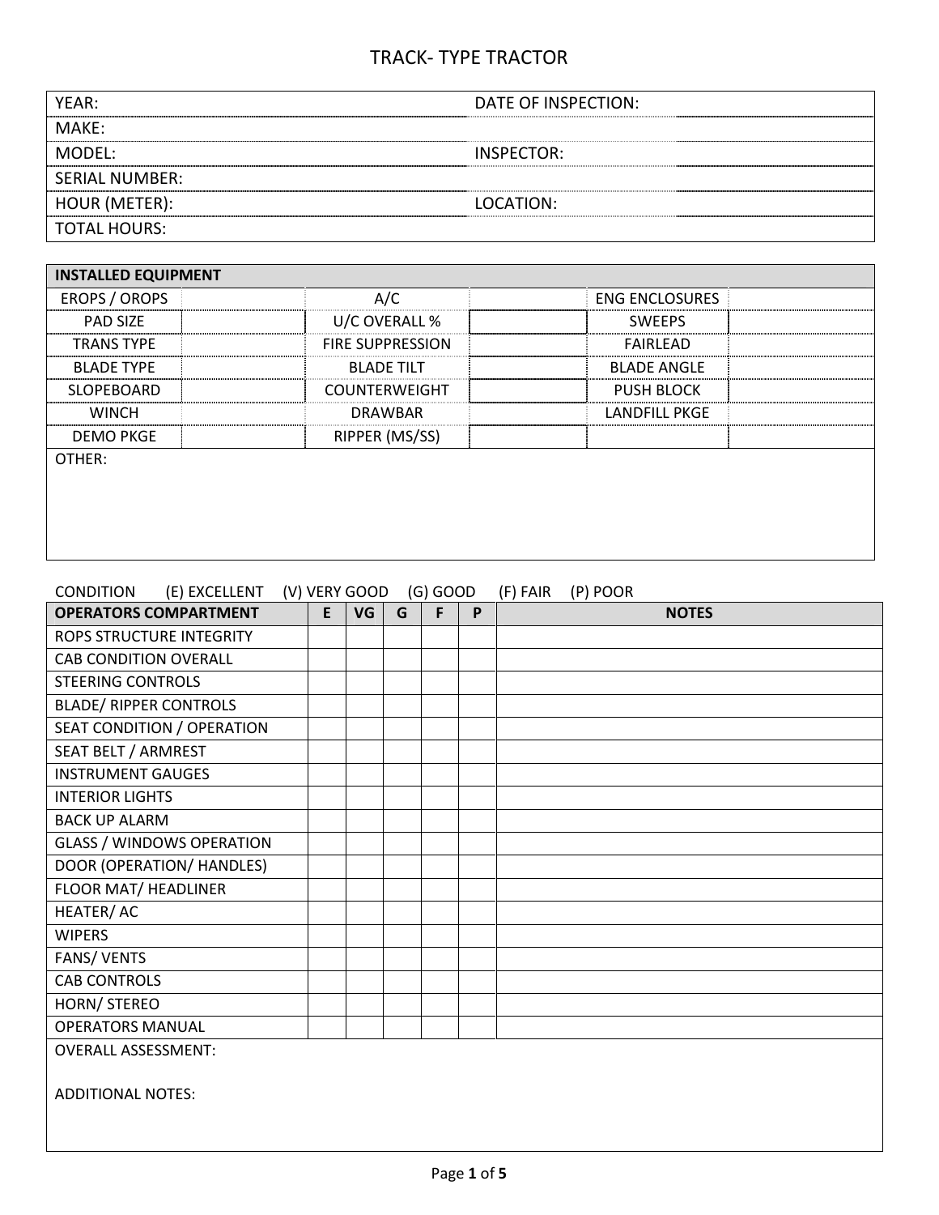# TRACK- TYPE TRACTOR

| | | | |
|---|---|---|---|
| YEAR: | | DATE OF INSPECTION: | |
| MAKE: | | | |
| MODEL: | | INSPECTOR: | |
| SERIAL NUMBER: | | | |
| HOUR (METER): | | LOCATION: | |
| TOTAL HOURS: | | | |

| INSTALLED EQUIPMENT | | | | | |
|---|---|---|---|---|---|
| EROPS / OROPS | | A/C | | ENG ENCLOSURES | |
| PAD SIZE | | U/C OVERALL % | | SWEEPS | |
| TRANS TYPE | | FIRE SUPPRESSION | | FAIRLEAD | |
| BLADE TYPE | | BLADE TILT | | BLADE ANGLE | |
| SLOPEBOARD | | COUNTERWEIGHT | | PUSH BLOCK | |
| WINCH | | DRAWBAR | | LANDFILL PKGE | |
| DEMO PKGE | | RIPPER (MS/SS) | | | |
| OTHER: | | | | | |

CONDITION (E) EXCELLENT (V) VERY GOOD (G) GOOD (F) FAIR (P) POOR

| OPERATORS COMPARTMENT | E | VG | G | F | P | NOTES |
|---|---|---|---|---|---|---|
| ROPS STRUCTURE INTEGRITY | | | | | | |
| CAB CONDITION OVERALL | | | | | | |
| STEERING CONTROLS | | | | | | |
| BLADE/ RIPPER CONTROLS | | | | | | |
| SEAT CONDITION / OPERATION | | | | | | |
| SEAT BELT / ARMREST | | | | | | |
| INSTRUMENT GAUGES | | | | | | |
| INTERIOR LIGHTS | | | | | | |
| BACK UP ALARM | | | | | | |
| GLASS / WINDOWS OPERATION | | | | | | |
| DOOR (OPERATION/ HANDLES) | | | | | | |
| FLOOR MAT/ HEADLINER | | | | | | |
| HEATER/ AC | | | | | | |
| WIPERS | | | | | | |
| FANS/ VENTS | | | | | | |
| CAB CONTROLS | | | | | | |
| HORN/ STEREO | | | | | | |
| OPERATORS MANUAL | | | | | | |

OVERALL ASSESSMENT:

ADDITIONAL NOTES: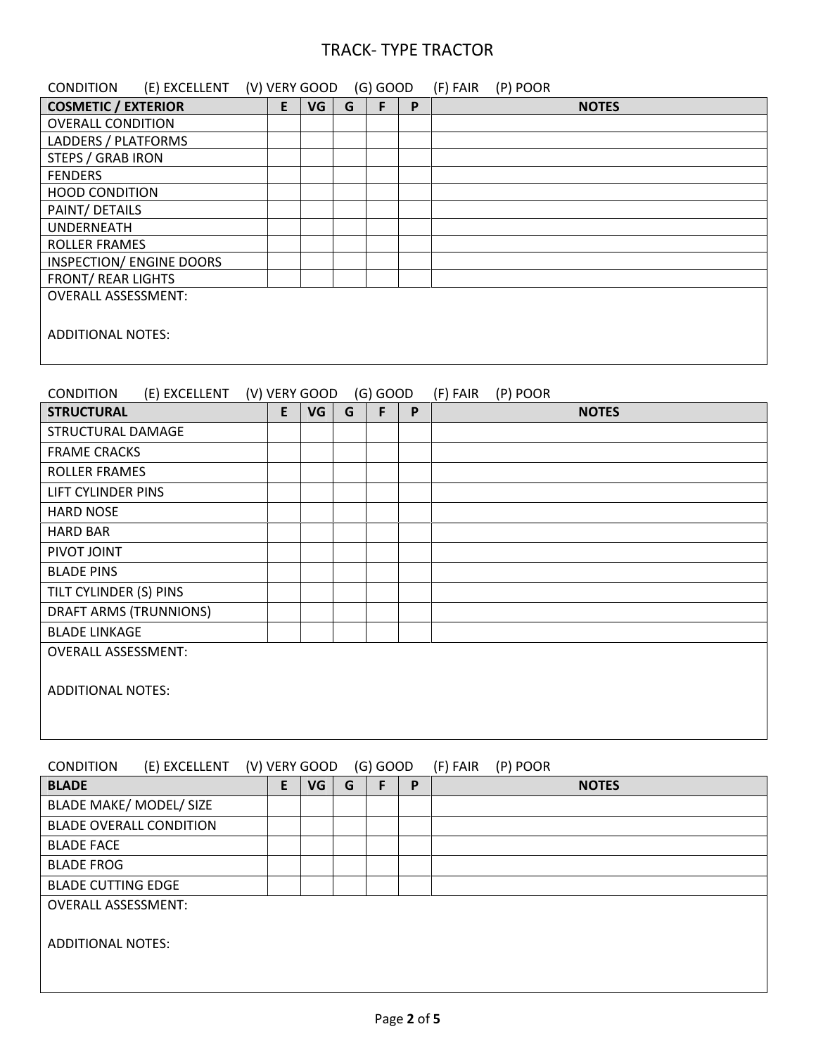# TRACK- TYPE TRACTOR

CONDITION (E) EXCELLENT (V) VERY GOOD (G) GOOD (F) FAIR (P) POOR

| COSMETIC / EXTERIOR | E | VG | G | F | P | NOTES |
|---|---|---|---|---|---|---|
| OVERALL CONDITION | | | | | | |
| LADDERS / PLATFORMS | | | | | | |
| STEPS / GRAB IRON | | | | | | |
| FENDERS | | | | | | |
| HOOD CONDITION | | | | | | |
| PAINT/ DETAILS | | | | | | |
| UNDERNEATH | | | | | | |
| ROLLER FRAMES | | | | | | |
| INSPECTION/ ENGINE DOORS | | | | | | |
| FRONT/ REAR LIGHTS | | | | | | |

OVERALL ASSESSMENT:

ADDITIONAL NOTES:

CONDITION (E) EXCELLENT (V) VERY GOOD (G) GOOD (F) FAIR (P) POOR

| STRUCTURAL | E | VG | G | F | P | NOTES |
|---|---|---|---|---|---|---|
| STRUCTURAL DAMAGE | | | | | | |
| FRAME CRACKS | | | | | | |
| ROLLER FRAMES | | | | | | |
| LIFT CYLINDER PINS | | | | | | |
| HARD NOSE | | | | | | |
| HARD BAR | | | | | | |
| PIVOT JOINT | | | | | | |
| BLADE PINS | | | | | | |
| TILT CYLINDER (S) PINS | | | | | | |
| DRAFT ARMS (TRUNNIONS) | | | | | | |
| BLADE LINKAGE | | | | | | |

OVERALL ASSESSMENT:

ADDITIONAL NOTES:

CONDITION (E) EXCELLENT (V) VERY GOOD (G) GOOD (F) FAIR (P) POOR

| BLADE | E | VG | G | F | P | NOTES |
|---|---|---|---|---|---|---|
| BLADE MAKE/ MODEL/ SIZE | | | | | | |
| BLADE OVERALL CONDITION | | | | | | |
| BLADE FACE | | | | | | |
| BLADE FROG | | | | | | |
| BLADE CUTTING EDGE | | | | | | |

OVERALL ASSESSMENT:

ADDITIONAL NOTES: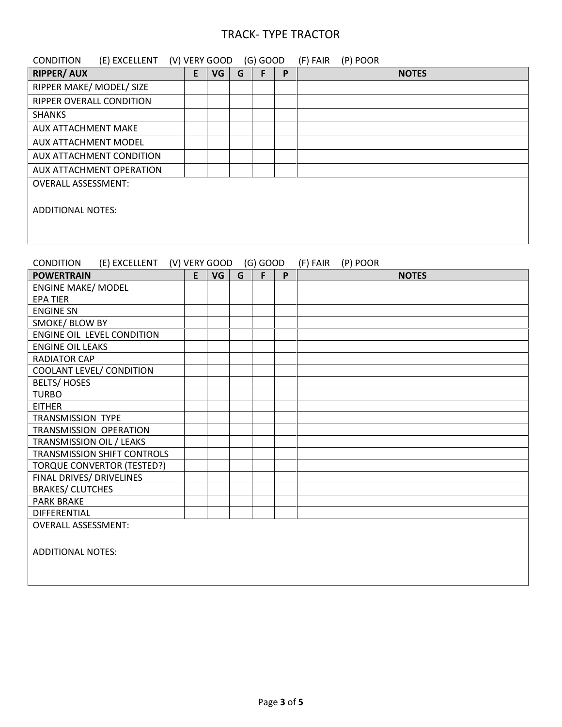# TRACK- TYPE TRACTOR

CONDITION (E) EXCELLENT (V) VERY GOOD (G) GOOD (F) FAIR (P) POOR

| RIPPER/ AUX | E | VG | G | F | P | NOTES |
|---|---|---|---|---|---|---|
| RIPPER MAKE/ MODEL/ SIZE | | | | | | |
| RIPPER OVERALL CONDITION | | | | | | |
| SHANKS | | | | | | |
| AUX ATTACHMENT MAKE | | | | | | |
| AUX ATTACHMENT MODEL | | | | | | |
| AUX ATTACHMENT CONDITION | | | | | | |
| AUX ATTACHMENT OPERATION | | | | | | |

OVERALL ASSESSMENT:

ADDITIONAL NOTES:

CONDITION (E) EXCELLENT (V) VERY GOOD (G) GOOD (F) FAIR (P) POOR

| POWERTRAIN | E | VG | G | F | P | NOTES |
|---|---|---|---|---|---|---|
| ENGINE MAKE/ MODEL | | | | | | |
| EPA TIER | | | | | | |
| ENGINE SN | | | | | | |
| SMOKE/ BLOW BY | | | | | | |
| ENGINE OIL LEVEL CONDITION | | | | | | |
| ENGINE OIL LEAKS | | | | | | |
| RADIATOR CAP | | | | | | |
| COOLANT LEVEL/ CONDITION | | | | | | |
| BELTS/ HOSES | | | | | | |
| TURBO | | | | | | |
| EITHER | | | | | | |
| TRANSMISSION TYPE | | | | | | |
| TRANSMISSION OPERATION | | | | | | |
| TRANSMISSION OIL / LEAKS | | | | | | |
| TRANSMISSION SHIFT CONTROLS | | | | | | |
| TORQUE CONVERTOR (TESTED?) | | | | | | |
| FINAL DRIVES/ DRIVELINES | | | | | | |
| BRAKES/ CLUTCHES | | | | | | |
| PARK BRAKE | | | | | | |
| DIFFERENTIAL | | | | | | |

OVERALL ASSESSMENT:

ADDITIONAL NOTES: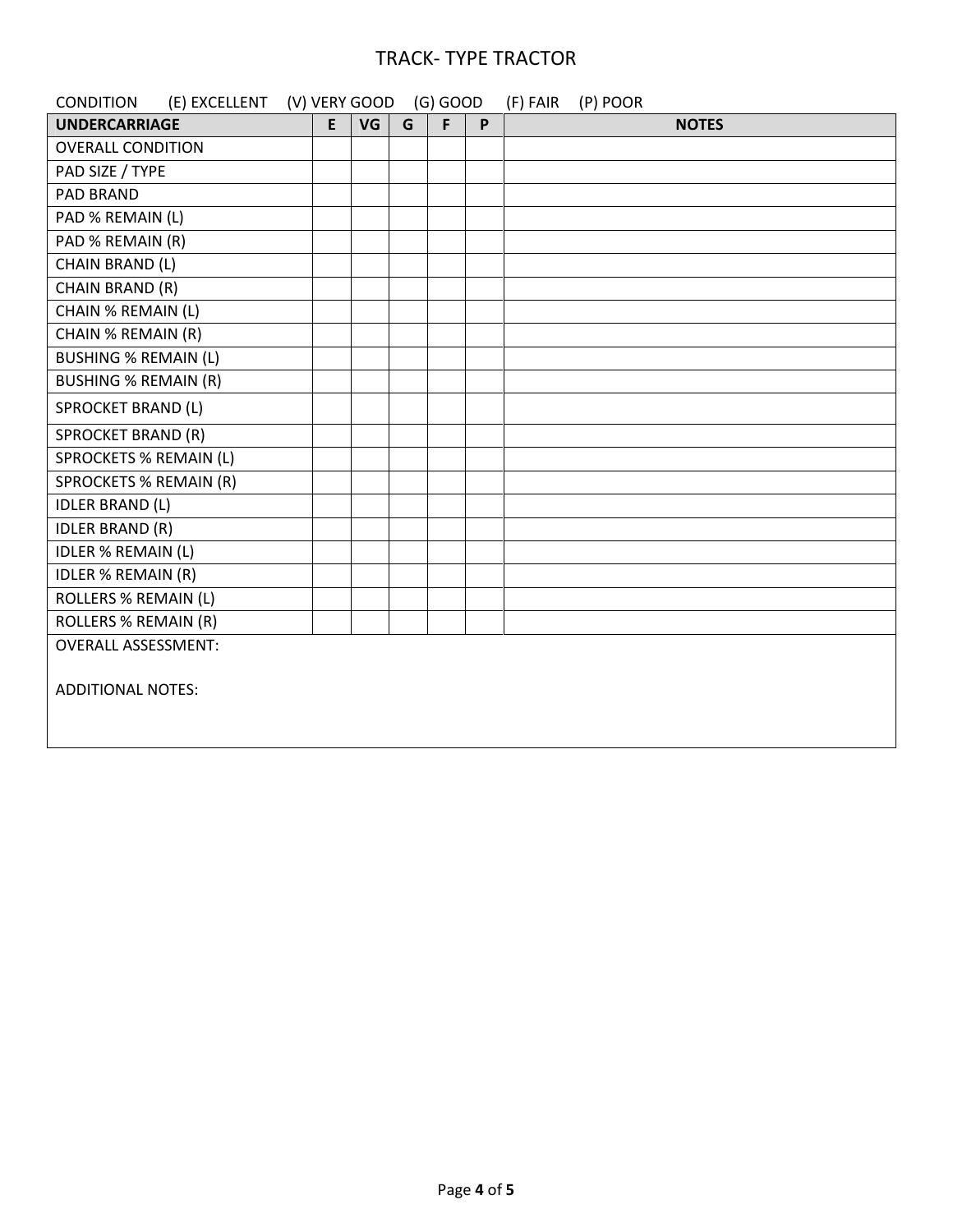# TRACK- TYPE TRACTOR

CONDITION (E) EXCELLENT (V) VERY GOOD (G) GOOD (F) FAIR (P) POOR

| **UNDERCARRIAGE** | **E** | **VG** | **G** | **F** | **P** | **NOTES** |
|---|---|---|---|---|---|---|
| OVERALL CONDITION | | | | | | |
| PAD SIZE / TYPE | | | | | | |
| PAD BRAND | | | | | | |
| PAD % REMAIN (L) | | | | | | |
| PAD % REMAIN (R) | | | | | | |
| CHAIN BRAND (L) | | | | | | |
| CHAIN BRAND (R) | | | | | | |
| CHAIN % REMAIN (L) | | | | | | |
| CHAIN % REMAIN (R) | | | | | | |
| BUSHING % REMAIN (L) | | | | | | |
| BUSHING % REMAIN (R) | | | | | | |
| SPROCKET BRAND (L) | | | | | | |
| SPROCKET BRAND (R) | | | | | | |
| SPROCKETS % REMAIN (L) | | | | | | |
| SPROCKETS % REMAIN (R) | | | | | | |
| IDLER BRAND (L) | | | | | | |
| IDLER BRAND (R) | | | | | | |
| IDLER % REMAIN (L) | | | | | | |
| IDLER % REMAIN (R) | | | | | | |
| ROLLERS % REMAIN (L) | | | | | | |
| ROLLERS % REMAIN (R) | | | | | | |

OVERALL ASSESSMENT:

ADDITIONAL NOTES: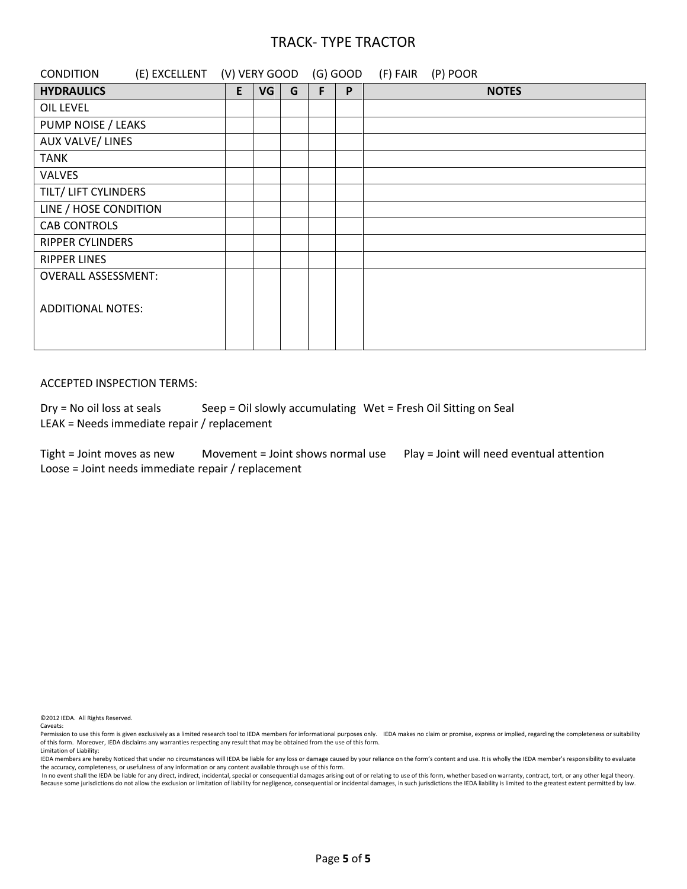# TRACK- TYPE TRACTOR

CONDITION (E) EXCELLENT (V) VERY GOOD (G) GOOD (F) FAIR (P) POOR

| HYDRAULICS | E | VG | G | F | P | NOTES |
|---|---|---|---|---|---|---|
| OIL LEVEL | | | | | | |
| PUMP NOISE / LEAKS | | | | | | |
| AUX VALVE/ LINES | | | | | | |
| TANK | | | | | | |
| VALVES | | | | | | |
| TILT/ LIFT CYLINDERS | | | | | | |
| LINE / HOSE CONDITION | | | | | | |
| CAB CONTROLS | | | | | | |
| RIPPER CYLINDERS | | | | | | |
| RIPPER LINES | | | | | | |
| OVERALL ASSESSMENT:<br><br>ADDITIONAL NOTES: | | | | | | |

ACCEPTED INSPECTION TERMS:

Dry = No oil loss at seals Seep = Oil slowly accumulating Wet = Fresh Oil Sitting on Seal
LEAK = Needs immediate repair / replacement

Tight = Joint moves as new Movement = Joint shows normal use Play = Joint will need eventual attention
Loose = Joint needs immediate repair / replacement

©2012 IEDA. All Rights Reserved.
Caveats:
Permission to use this form is given exclusively as a limited research tool to IEDA members for informational purposes only. IEDA makes no claim or promise, express or implied, regarding the completeness or suitability of this form. Moreover, IEDA disclaims any warranties respecting any result that may be obtained from the use of this form.
Limitation of Liability:
IEDA members are hereby Noticed that under no circumstances will IEDA be liable for any loss or damage caused by your reliance on the form's content and use. It is wholly the IEDA member's responsibility to evaluate the accuracy, completeness, or usefulness of any information or any content available through use of this form.
In no event shall the IEDA be liable for any direct, indirect, incidental, special or consequential damages arising out of or relating to use of this form, whether based on warranty, contract, tort, or any other legal theory. Because some jurisdictions do not allow the exclusion or limitation of liability for negligence, consequential or incidental damages, in such jurisdictions the IEDA liability is limited to the greatest extent permitted by law.